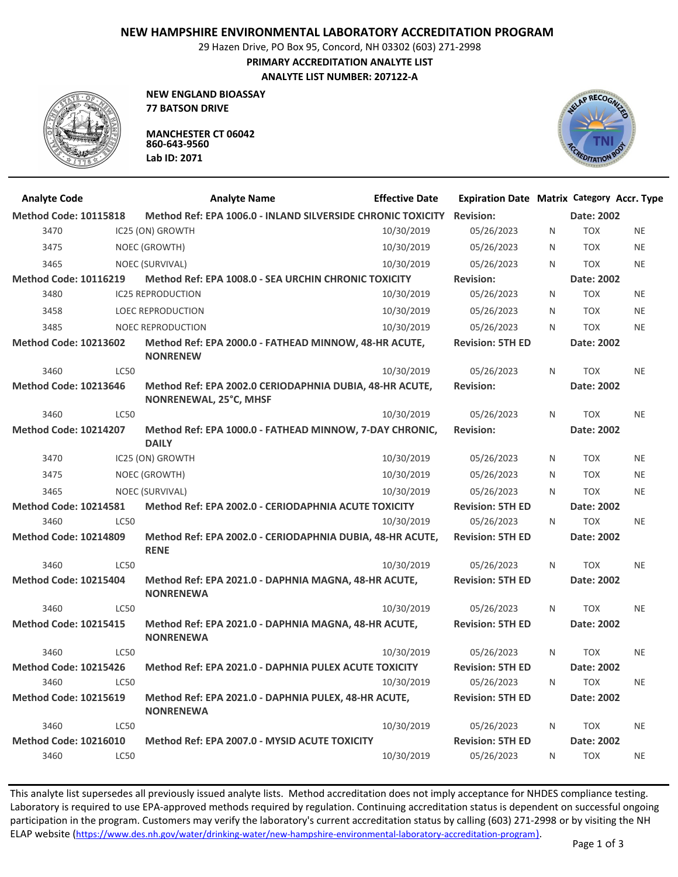# NEW HAMPSHIRE ENVIRONMENTAL LABORATORY ACCREDITATION PROGRAM

29 Hazen Drive, PO Box 95, Concord, NH 03302 (603) 271-2998

**PRIMARY ACCREDITATION ANALYTE LIST**

**ANALYTE LIST NUMBER: 207122-A**

**NEW ENGLAND BIOASSAY**
**77 BATSON DRIVE**

**MANCHESTER CT 06042**
**860-643-9560**
**Lab ID: 2071**

| Analyte Code | Analyte Name | Effective Date | Expiration Date | Matrix | Category | Accr. Type |
|---|---|---|---|---|---|---|
| **Method Code: 10115818** | **Method Ref: EPA 1006.0 - INLAND SILVERSIDE CHRONIC TOXICITY** | | **Revision:** | | **Date: 2002** | |
| 3470 | IC25 (ON) GROWTH | 10/30/2019 | 05/26/2023 | N | TOX | NE |
| 3475 | NOEC (GROWTH) | 10/30/2019 | 05/26/2023 | N | TOX | NE |
| 3465 | NOEC (SURVIVAL) | 10/30/2019 | 05/26/2023 | N | TOX | NE |
| **Method Code: 10116219** | **Method Ref: EPA 1008.0 - SEA URCHIN CHRONIC TOXICITY** | | **Revision:** | | **Date: 2002** | |
| 3480 | IC25 REPRODUCTION | 10/30/2019 | 05/26/2023 | N | TOX | NE |
| 3458 | LOEC REPRODUCTION | 10/30/2019 | 05/26/2023 | N | TOX | NE |
| 3485 | NOEC REPRODUCTION | 10/30/2019 | 05/26/2023 | N | TOX | NE |
| **Method Code: 10213602** | **Method Ref: EPA 2000.0 - FATHEAD MINNOW, 48-HR ACUTE, NONRENEW** | | **Revision: 5TH ED** | | **Date: 2002** | |
| 3460 | LC50 | 10/30/2019 | 05/26/2023 | N | TOX | NE |
| **Method Code: 10213646** | **Method Ref: EPA 2002.0 CERIODAPHNIA DUBIA, 48-HR ACUTE, NONRENEWAL, 25°C, MHSF** | | **Revision:** | | **Date: 2002** | |
| 3460 | LC50 | 10/30/2019 | 05/26/2023 | N | TOX | NE |
| **Method Code: 10214207** | **Method Ref: EPA 1000.0 - FATHEAD MINNOW, 7-DAY CHRONIC, DAILY** | | **Revision:** | | **Date: 2002** | |
| 3470 | IC25 (ON) GROWTH | 10/30/2019 | 05/26/2023 | N | TOX | NE |
| 3475 | NOEC (GROWTH) | 10/30/2019 | 05/26/2023 | N | TOX | NE |
| 3465 | NOEC (SURVIVAL) | 10/30/2019 | 05/26/2023 | N | TOX | NE |
| **Method Code: 10214581** | **Method Ref: EPA 2002.0 - CERIODAPHNIA ACUTE TOXICITY** | | **Revision: 5TH ED** | | **Date: 2002** | |
| 3460 | LC50 | 10/30/2019 | 05/26/2023 | N | TOX | NE |
| **Method Code: 10214809** | **Method Ref: EPA 2002.0 - CERIODAPHNIA DUBIA, 48-HR ACUTE, RENE** | | **Revision: 5TH ED** | | **Date: 2002** | |
| 3460 | LC50 | 10/30/2019 | 05/26/2023 | N | TOX | NE |
| **Method Code: 10215404** | **Method Ref: EPA 2021.0 - DAPHNIA MAGNA, 48-HR ACUTE, NONRENEWA** | | **Revision: 5TH ED** | | **Date: 2002** | |
| 3460 | LC50 | 10/30/2019 | 05/26/2023 | N | TOX | NE |
| **Method Code: 10215415** | **Method Ref: EPA 2021.0 - DAPHNIA MAGNA, 48-HR ACUTE, NONRENEWA** | | **Revision: 5TH ED** | | **Date: 2002** | |
| 3460 | LC50 | 10/30/2019 | 05/26/2023 | N | TOX | NE |
| **Method Code: 10215426** | **Method Ref: EPA 2021.0 - DAPHNIA PULEX ACUTE TOXICITY** | | **Revision: 5TH ED** | | **Date: 2002** | |
| 3460 | LC50 | 10/30/2019 | 05/26/2023 | N | TOX | NE |
| **Method Code: 10215619** | **Method Ref: EPA 2021.0 - DAPHNIA PULEX, 48-HR ACUTE, NONRENEWA** | | **Revision: 5TH ED** | | **Date: 2002** | |
| 3460 | LC50 | 10/30/2019 | 05/26/2023 | N | TOX | NE |
| **Method Code: 10216010** | **Method Ref: EPA 2007.0 - MYSID ACUTE TOXICITY** | | **Revision: 5TH ED** | | **Date: 2002** | |
| 3460 | LC50 | 10/30/2019 | 05/26/2023 | N | TOX | NE |

This analyte list supersedes all previously issued analyte lists. Method accreditation does not imply acceptance for NHDES compliance testing. Laboratory is required to use EPA-approved methods required by regulation. Continuing accreditation status is dependent on successful ongoing participation in the program. Customers may verify the laboratory's current accreditation status by calling (603) 271-2998 or by visiting the NH ELAP website (https://www.des.nh.gov/water/drinking-water/new-hampshire-environmental-laboratory-accreditation-program).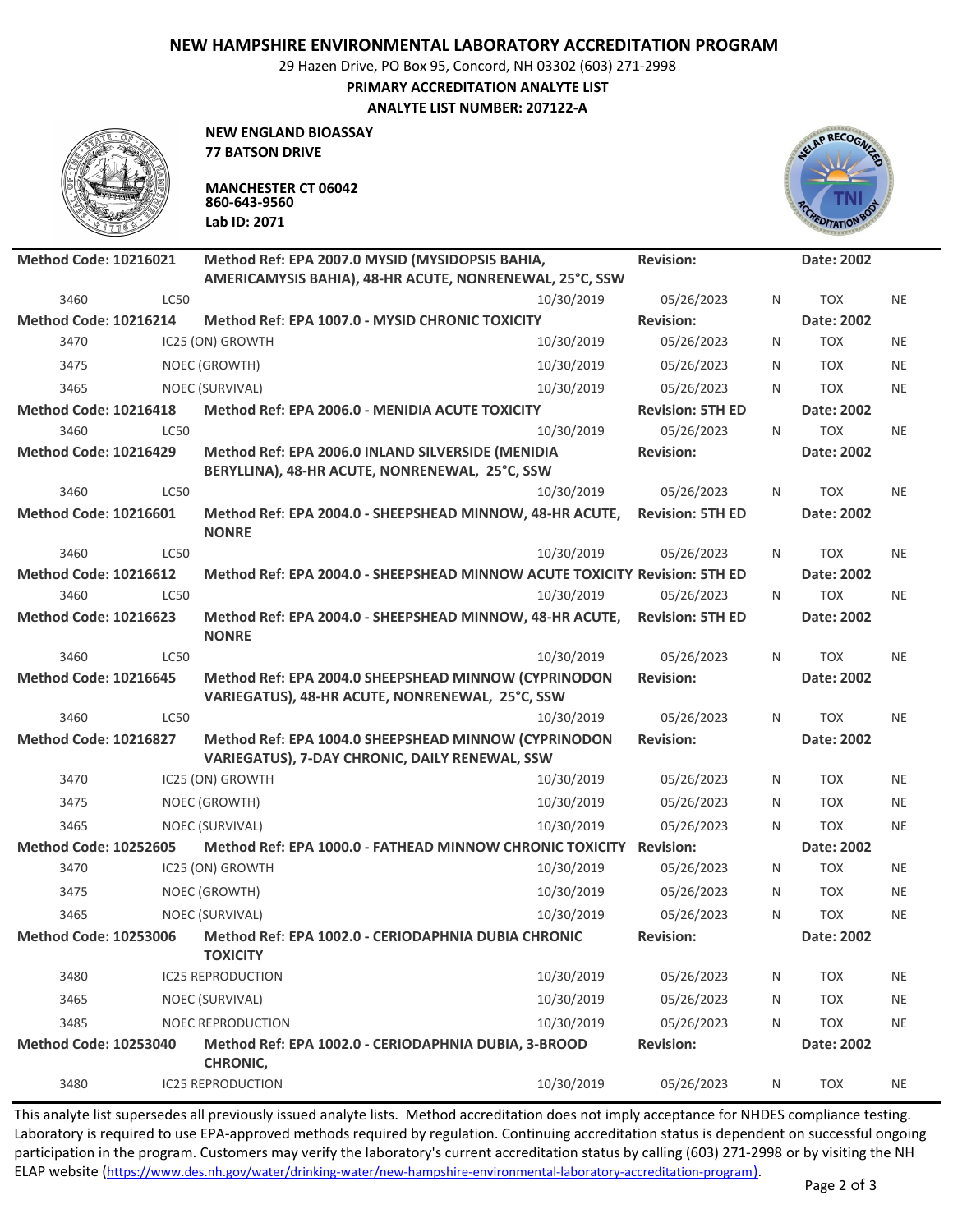# NEW HAMPSHIRE ENVIRONMENTAL LABORATORY ACCREDITATION PROGRAM

29 Hazen Drive, PO Box 95, Concord, NH 03302 (603) 271-2998

**PRIMARY ACCREDITATION ANALYTE LIST**

**ANALYTE LIST NUMBER: 207122-A**

**NEW ENGLAND BIOASSAY**
**77 BATSON DRIVE**

**MANCHESTER CT 06042**
**860-643-9560**
**Lab ID: 2071**

| | | | | | | |
|---|---|---|---|---|---|---|
| **Method Code: 10216021** | **Method Ref: EPA 2007.0 MYSID (MYSIDOPSIS BAHIA, AMERICAMYSIS BAHIA), 48-HR ACUTE, NONRENEWAL, 25°C, SSW** | | **Revision:** | | **Date: 2002** | |
| 3460 | LC50 | 10/30/2019 | 05/26/2023 | N | TOX | NE |
| **Method Code: 10216214** | **Method Ref: EPA 1007.0 - MYSID CHRONIC TOXICITY** | | **Revision:** | | **Date: 2002** | |
| 3470 | IC25 (ON) GROWTH | 10/30/2019 | 05/26/2023 | N | TOX | NE |
| 3475 | NOEC (GROWTH) | 10/30/2019 | 05/26/2023 | N | TOX | NE |
| 3465 | NOEC (SURVIVAL) | 10/30/2019 | 05/26/2023 | N | TOX | NE |
| **Method Code: 10216418** | **Method Ref: EPA 2006.0 - MENIDIA ACUTE TOXICITY** | | **Revision: 5TH ED** | | **Date: 2002** | |
| 3460 | LC50 | 10/30/2019 | 05/26/2023 | N | TOX | NE |
| **Method Code: 10216429** | **Method Ref: EPA 2006.0 INLAND SILVERSIDE (MENIDIA BERYLLINA), 48-HR ACUTE, NONRENEWAL, 25°C, SSW** | | **Revision:** | | **Date: 2002** | |
| 3460 | LC50 | 10/30/2019 | 05/26/2023 | N | TOX | NE |
| **Method Code: 10216601** | **Method Ref: EPA 2004.0 - SHEEPSHEAD MINNOW, 48-HR ACUTE, NONRE** | | **Revision: 5TH ED** | | **Date: 2002** | |
| 3460 | LC50 | 10/30/2019 | 05/26/2023 | N | TOX | NE |
| **Method Code: 10216612** | **Method Ref: EPA 2004.0 - SHEEPSHEAD MINNOW ACUTE TOXICITY** | | **Revision: 5TH ED** | | **Date: 2002** | |
| 3460 | LC50 | 10/30/2019 | 05/26/2023 | N | TOX | NE |
| **Method Code: 10216623** | **Method Ref: EPA 2004.0 - SHEEPSHEAD MINNOW, 48-HR ACUTE, NONRE** | | **Revision: 5TH ED** | | **Date: 2002** | |
| 3460 | LC50 | 10/30/2019 | 05/26/2023 | N | TOX | NE |
| **Method Code: 10216645** | **Method Ref: EPA 2004.0 SHEEPSHEAD MINNOW (CYPRINODON VARIEGATUS), 48-HR ACUTE, NONRENEWAL, 25°C, SSW** | | **Revision:** | | **Date: 2002** | |
| 3460 | LC50 | 10/30/2019 | 05/26/2023 | N | TOX | NE |
| **Method Code: 10216827** | **Method Ref: EPA 1004.0 SHEEPSHEAD MINNOW (CYPRINODON VARIEGATUS), 7-DAY CHRONIC, DAILY RENEWAL, SSW** | | **Revision:** | | **Date: 2002** | |
| 3470 | IC25 (ON) GROWTH | 10/30/2019 | 05/26/2023 | N | TOX | NE |
| 3475 | NOEC (GROWTH) | 10/30/2019 | 05/26/2023 | N | TOX | NE |
| 3465 | NOEC (SURVIVAL) | 10/30/2019 | 05/26/2023 | N | TOX | NE |
| **Method Code: 10252605** | **Method Ref: EPA 1000.0 - FATHEAD MINNOW CHRONIC TOXICITY** | | **Revision:** | | **Date: 2002** | |
| 3470 | IC25 (ON) GROWTH | 10/30/2019 | 05/26/2023 | N | TOX | NE |
| 3475 | NOEC (GROWTH) | 10/30/2019 | 05/26/2023 | N | TOX | NE |
| 3465 | NOEC (SURVIVAL) | 10/30/2019 | 05/26/2023 | N | TOX | NE |
| **Method Code: 10253006** | **Method Ref: EPA 1002.0 - CERIODAPHNIA DUBIA CHRONIC TOXICITY** | | **Revision:** | | **Date: 2002** | |
| 3480 | IC25 REPRODUCTION | 10/30/2019 | 05/26/2023 | N | TOX | NE |
| 3465 | NOEC (SURVIVAL) | 10/30/2019 | 05/26/2023 | N | TOX | NE |
| 3485 | NOEC REPRODUCTION | 10/30/2019 | 05/26/2023 | N | TOX | NE |
| **Method Code: 10253040** | **Method Ref: EPA 1002.0 - CERIODAPHNIA DUBIA, 3-BROOD CHRONIC,** | | **Revision:** | | **Date: 2002** | |
| 3480 | IC25 REPRODUCTION | 10/30/2019 | 05/26/2023 | N | TOX | NE |

This analyte list supersedes all previously issued analyte lists. Method accreditation does not imply acceptance for NHDES compliance testing. Laboratory is required to use EPA-approved methods required by regulation. Continuing accreditation status is dependent on successful ongoing participation in the program. Customers may verify the laboratory's current accreditation status by calling (603) 271-2998 or by visiting the NH ELAP website (https://www.des.nh.gov/water/drinking-water/new-hampshire-environmental-laboratory-accreditation-program).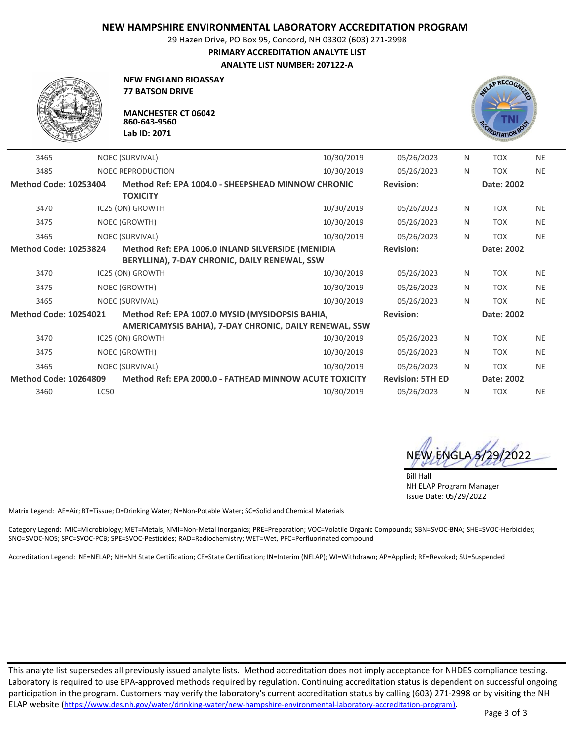# NEW HAMPSHIRE ENVIRONMENTAL LABORATORY ACCREDITATION PROGRAM

29 Hazen Drive, PO Box 95, Concord, NH 03302 (603) 271-2998

**PRIMARY ACCREDITATION ANALYTE LIST**

**ANALYTE LIST NUMBER: 207122-A**

**NEW ENGLAND BIOASSAY**
**77 BATSON DRIVE**

**MANCHESTER CT 06042**
**860-643-9560**
**Lab ID: 2071**

| | | | | | | |
|---|---|---|---|---|---|---|
| 3465 | NOEC (SURVIVAL) | 10/30/2019 | 05/26/2023 | N | TOX | NE |
| 3485 | NOEC REPRODUCTION | 10/30/2019 | 05/26/2023 | N | TOX | NE |
| **Method Code: 10253404** | **Method Ref: EPA 1004.0 - SHEEPSHEAD MINNOW CHRONIC TOXICITY** | | **Revision:** | | **Date: 2002** | |
| 3470 | IC25 (ON) GROWTH | 10/30/2019 | 05/26/2023 | N | TOX | NE |
| 3475 | NOEC (GROWTH) | 10/30/2019 | 05/26/2023 | N | TOX | NE |
| 3465 | NOEC (SURVIVAL) | 10/30/2019 | 05/26/2023 | N | TOX | NE |
| **Method Code: 10253824** | **Method Ref: EPA 1006.0 INLAND SILVERSIDE (MENIDIA BERYLLINA), 7-DAY CHRONIC, DAILY RENEWAL, SSW** | | **Revision:** | | **Date: 2002** | |
| 3470 | IC25 (ON) GROWTH | 10/30/2019 | 05/26/2023 | N | TOX | NE |
| 3475 | NOEC (GROWTH) | 10/30/2019 | 05/26/2023 | N | TOX | NE |
| 3465 | NOEC (SURVIVAL) | 10/30/2019 | 05/26/2023 | N | TOX | NE |
| **Method Code: 10254021** | **Method Ref: EPA 1007.0 MYSID (MYSIDOPSIS BAHIA, AMERICAMYSIS BAHIA), 7-DAY CHRONIC, DAILY RENEWAL, SSW** | | **Revision:** | | **Date: 2002** | |
| 3470 | IC25 (ON) GROWTH | 10/30/2019 | 05/26/2023 | N | TOX | NE |
| 3475 | NOEC (GROWTH) | 10/30/2019 | 05/26/2023 | N | TOX | NE |
| 3465 | NOEC (SURVIVAL) | 10/30/2019 | 05/26/2023 | N | TOX | NE |
| **Method Code: 10264809** | **Method Ref: EPA 2000.0 - FATHEAD MINNOW ACUTE TOXICITY** | | **Revision: 5TH ED** | | **Date: 2002** | |
| 3460 | LC50 | 10/30/2019 | 05/26/2023 | N | TOX | NE |

NEW ENGLA 5/29/2022

Bill Hall
NH ELAP Program Manager
Issue Date: 05/29/2022

Matrix Legend: AE=Air; BT=Tissue; D=Drinking Water; N=Non-Potable Water; SC=Solid and Chemical Materials

Category Legend: MIC=Microbiology; MET=Metals; NMI=Non-Metal Inorganics; PRE=Preparation; VOC=Volatile Organic Compounds; SBN=SVOC-BNA; SHE=SVOC-Herbicides; SNO=SVOC-NOS; SPC=SVOC-PCB; SPE=SVOC-Pesticides; RAD=Radiochemistry; WET=Wet, PFC=Perfluorinated compound

Accreditation Legend: NE=NELAP; NH=NH State Certification; CE=State Certification; IN=Interim (NELAP); WI=Withdrawn; AP=Applied; RE=Revoked; SU=Suspended

This analyte list supersedes all previously issued analyte lists. Method accreditation does not imply acceptance for NHDES compliance testing. Laboratory is required to use EPA-approved methods required by regulation. Continuing accreditation status is dependent on successful ongoing participation in the program. Customers may verify the laboratory's current accreditation status by calling (603) 271-2998 or by visiting the NH ELAP website (https://www.des.nh.gov/water/drinking-water/new-hampshire-environmental-laboratory-accreditation-program).